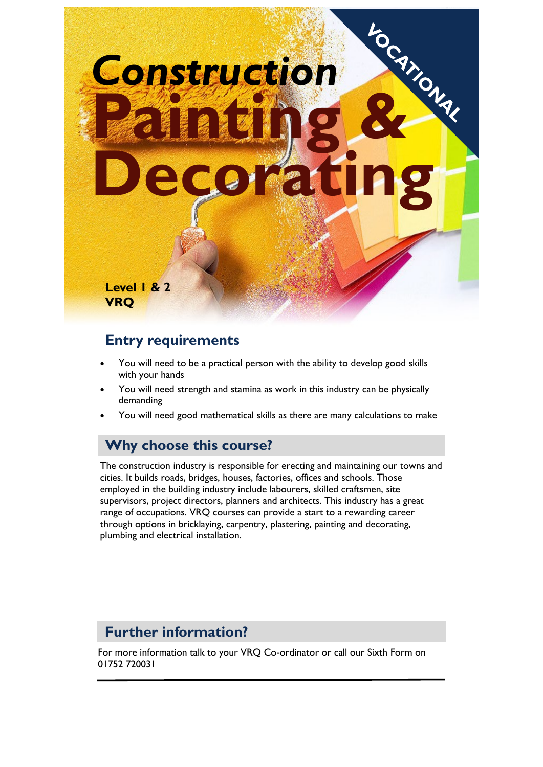VOCATIONAL

*Construction*

# Painting & Decorating

**Level 1 & 2**
**VRQ**

## Entry requirements

- You will need to be a practical person with the ability to develop good skills with your hands
- You will need strength and stamina as work in this industry can be physically demanding
- You will need good mathematical skills as there are many calculations to make

## Why choose this course?

The construction industry is responsible for erecting and maintaining our towns and cities. It builds roads, bridges, houses, factories, offices and schools. Those employed in the building industry include labourers, skilled craftsmen, site supervisors, project directors, planners and architects. This industry has a great range of occupations. VRQ courses can provide a start to a rewarding career through options in bricklaying, carpentry, plastering, painting and decorating, plumbing and electrical installation.

## Further information?

For more information talk to your VRQ Co-ordinator or call our Sixth Form on 01752 720031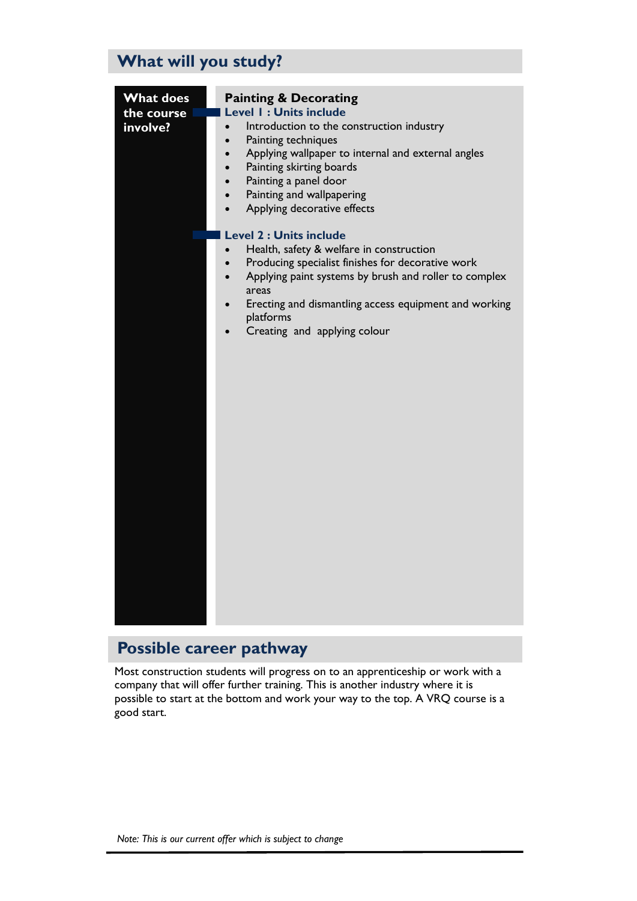## What will you study?

**What does the course involve?**

### Painting & Decorating

**Level 1 : Units include**

- Introduction to the construction industry
- Painting techniques
- Applying wallpaper to internal and external angles
- Painting skirting boards
- Painting a panel door
- Painting and wallpapering
- Applying decorative effects

**Level 2 : Units include**

- Health, safety & welfare in construction
- Producing specialist finishes for decorative work
- Applying paint systems by brush and roller to complex areas
- Erecting and dismantling access equipment and working platforms
- Creating and applying colour

## Possible career pathway

Most construction students will progress on to an apprenticeship or work with a company that will offer further training. This is another industry where it is possible to start at the bottom and work your way to the top. A VRQ course is a good start.

*Note: This is our current offer which is subject to change*